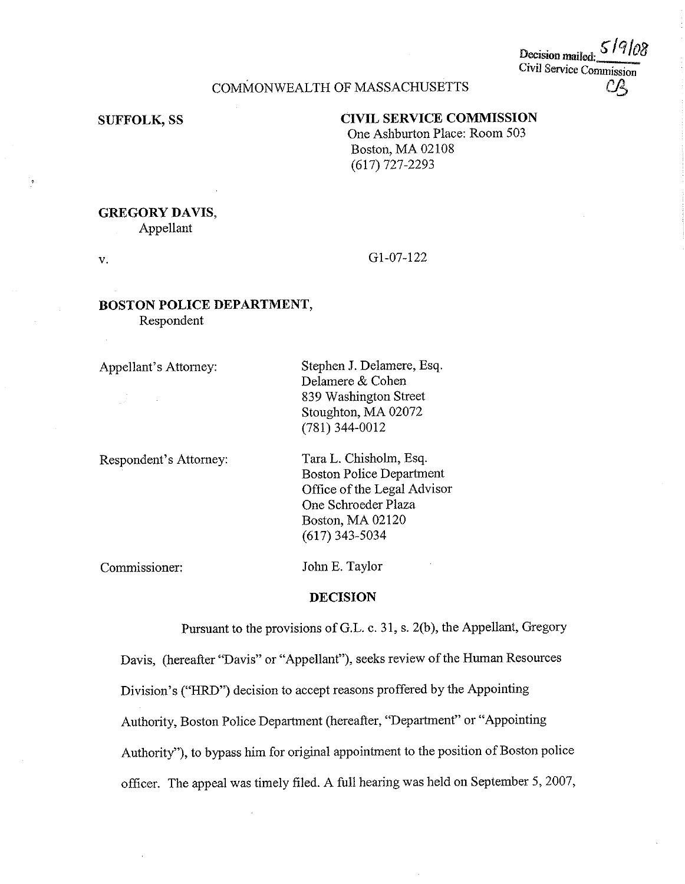Decision mailed: 5/9/08
Civil Service Commission
CB

COMMONWEALTH OF MASSACHUSETTS

**SUFFOLK, SS**

**CIVIL SERVICE COMMISSION**
One Ashburton Place: Room 503
Boston, MA 02108
(617) 727-2293

**GREGORY DAVIS**,
Appellant

v.

G1-07-122

**BOSTON POLICE DEPARTMENT**,
Respondent

Appellant's Attorney:

Stephen J. Delamere, Esq.
Delamere & Cohen
839 Washington Street
Stoughton, MA 02072
(781) 344-0012

Respondent's Attorney:

Tara L. Chisholm, Esq.
Boston Police Department
Office of the Legal Advisor
One Schroeder Plaza
Boston, MA 02120
(617) 343-5034

Commissioner:

John E. Taylor

## DECISION

Pursuant to the provisions of G.L. c. 31, s. 2(b), the Appellant, Gregory Davis, (hereafter "Davis" or "Appellant"), seeks review of the Human Resources Division's ("HRD") decision to accept reasons proffered by the Appointing Authority, Boston Police Department (hereafter, "Department" or "Appointing Authority"), to bypass him for original appointment to the position of Boston police officer. The appeal was timely filed. A full hearing was held on September 5, 2007,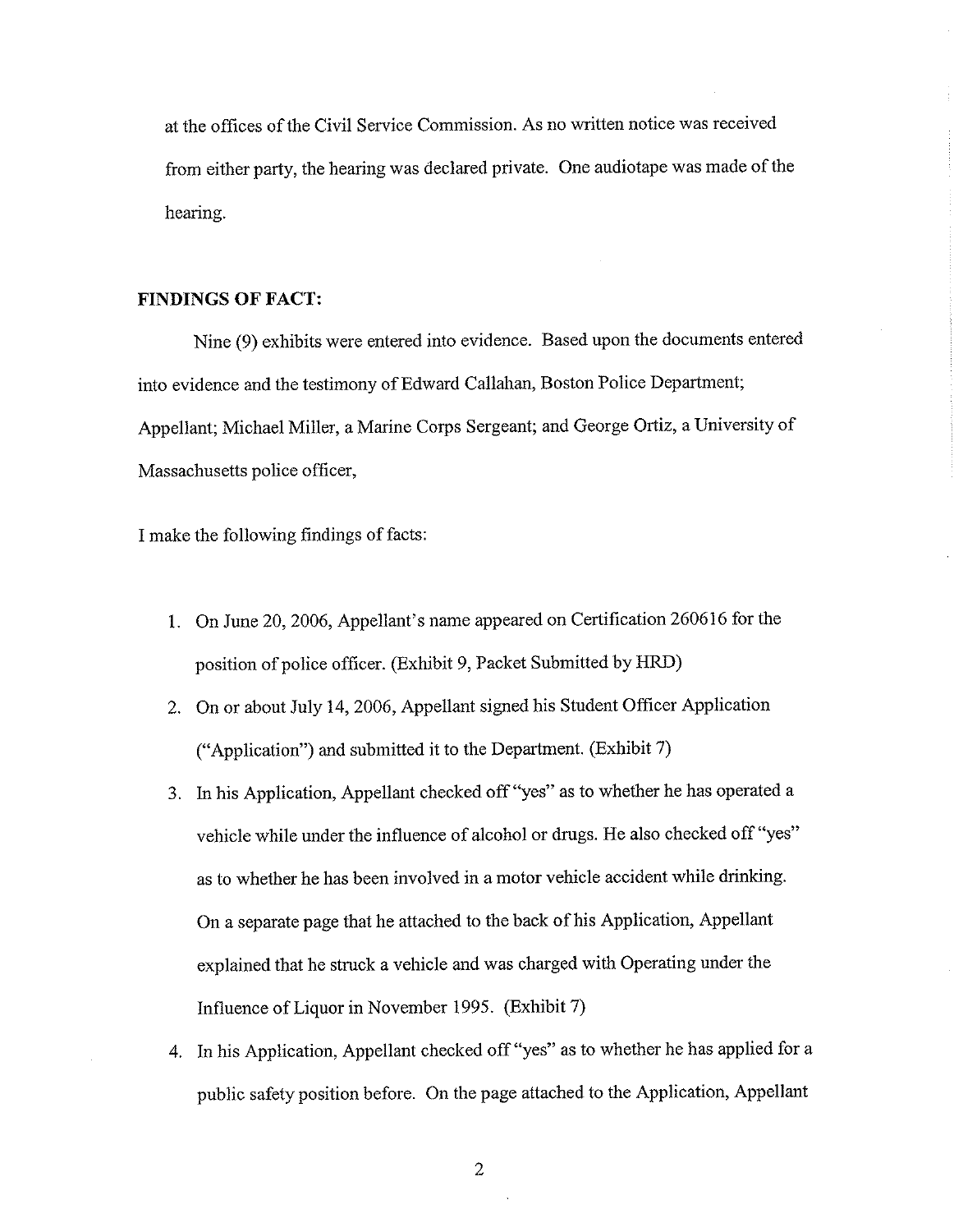at the offices of the Civil Service Commission. As no written notice was received from either party, the hearing was declared private. One audiotape was made of the hearing.

**FINDINGS OF FACT:**

Nine (9) exhibits were entered into evidence. Based upon the documents entered into evidence and the testimony of Edward Callahan, Boston Police Department; Appellant; Michael Miller, a Marine Corps Sergeant; and George Ortiz, a University of Massachusetts police officer,

I make the following findings of facts:

1. On June 20, 2006, Appellant's name appeared on Certification 260616 for the position of police officer. (Exhibit 9, Packet Submitted by HRD)
2. On or about July 14, 2006, Appellant signed his Student Officer Application ("Application") and submitted it to the Department. (Exhibit 7)
3. In his Application, Appellant checked off "yes" as to whether he has operated a vehicle while under the influence of alcohol or drugs. He also checked off "yes" as to whether he has been involved in a motor vehicle accident while drinking. On a separate page that he attached to the back of his Application, Appellant explained that he struck a vehicle and was charged with Operating under the Influence of Liquor in November 1995. (Exhibit 7)
4. In his Application, Appellant checked off "yes" as to whether he has applied for a public safety position before. On the page attached to the Application, Appellant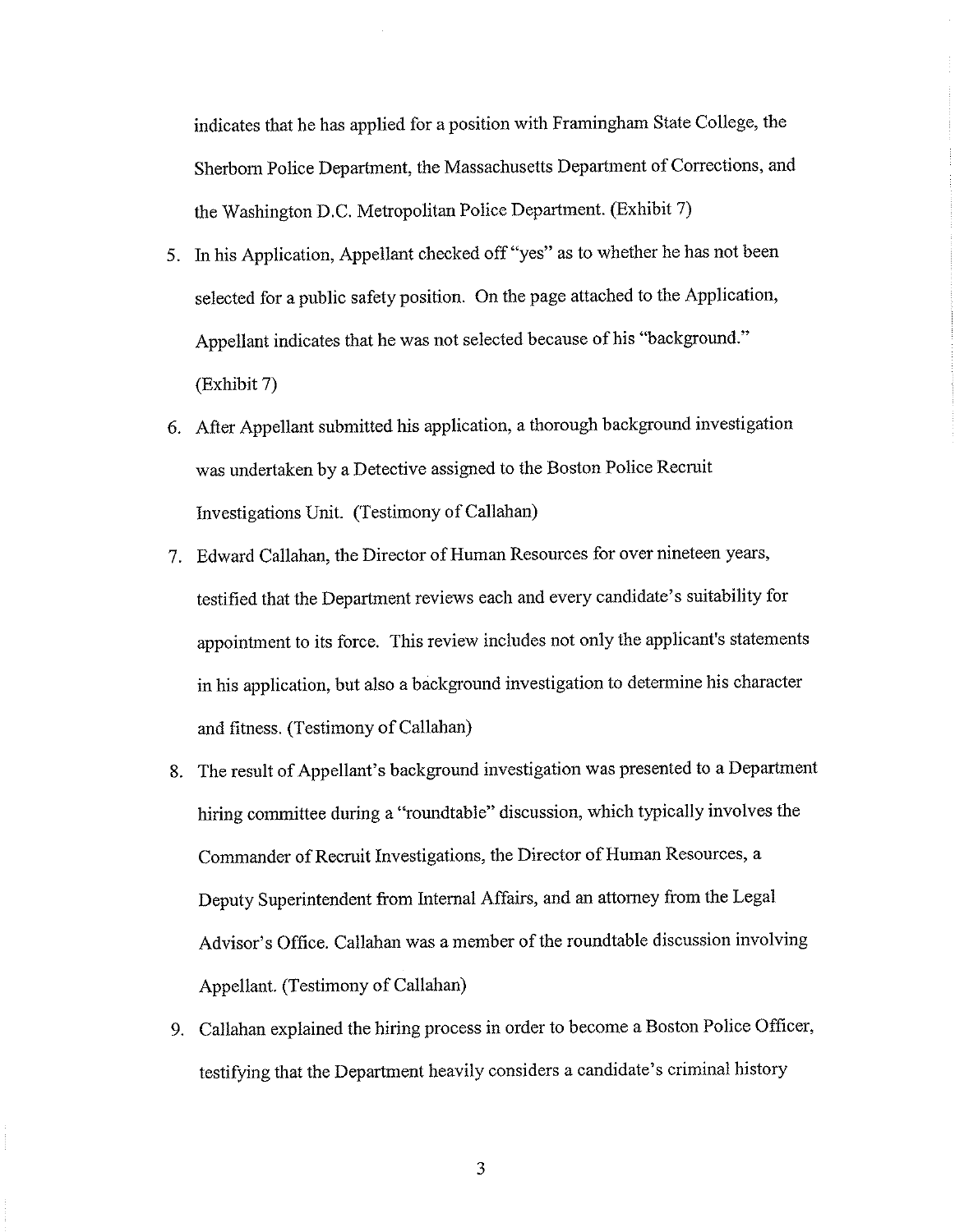indicates that he has applied for a position with Framingham State College, the Sherborn Police Department, the Massachusetts Department of Corrections, and the Washington D.C. Metropolitan Police Department. (Exhibit 7)

5. In his Application, Appellant checked off "yes" as to whether he has not been selected for a public safety position. On the page attached to the Application, Appellant indicates that he was not selected because of his "background." (Exhibit 7)
6. After Appellant submitted his application, a thorough background investigation was undertaken by a Detective assigned to the Boston Police Recruit Investigations Unit. (Testimony of Callahan)
7. Edward Callahan, the Director of Human Resources for over nineteen years, testified that the Department reviews each and every candidate's suitability for appointment to its force. This review includes not only the applicant's statements in his application, but also a background investigation to determine his character and fitness. (Testimony of Callahan)
8. The result of Appellant's background investigation was presented to a Department hiring committee during a "roundtable" discussion, which typically involves the Commander of Recruit Investigations, the Director of Human Resources, a Deputy Superintendent from Internal Affairs, and an attorney from the Legal Advisor's Office. Callahan was a member of the roundtable discussion involving Appellant. (Testimony of Callahan)
9. Callahan explained the hiring process in order to become a Boston Police Officer, testifying that the Department heavily considers a candidate's criminal history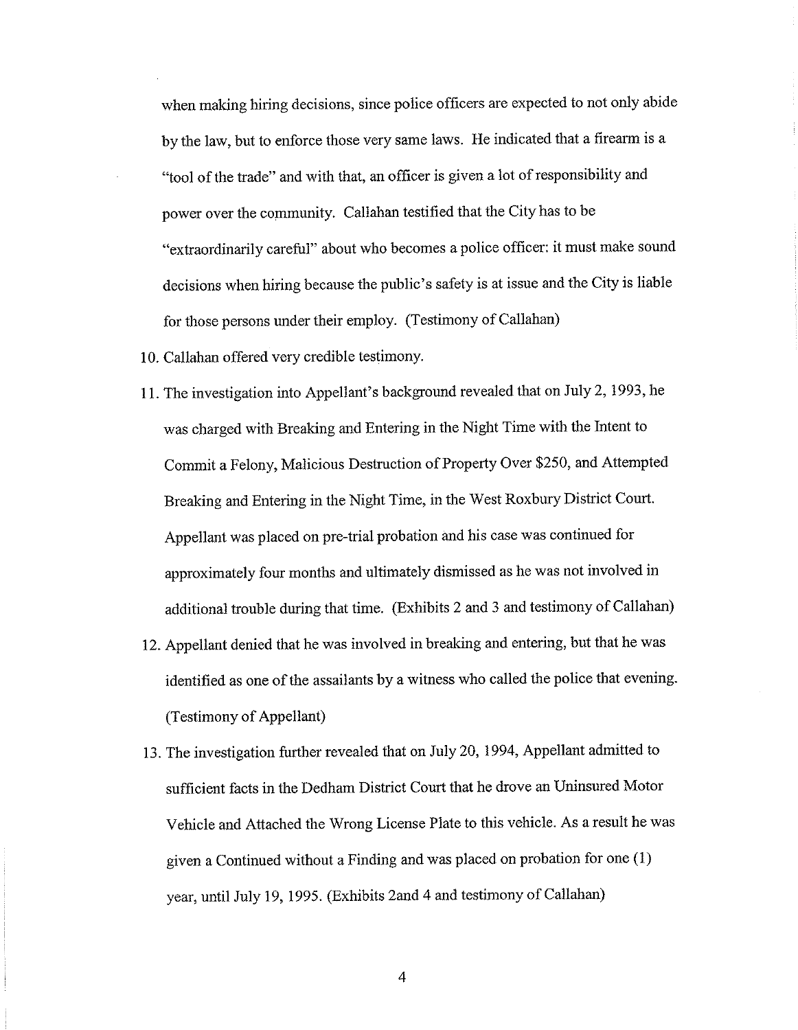when making hiring decisions, since police officers are expected to not only abide by the law, but to enforce those very same laws. He indicated that a firearm is a "tool of the trade" and with that, an officer is given a lot of responsibility and power over the community. Callahan testified that the City has to be "extraordinarily careful" about who becomes a police officer: it must make sound decisions when hiring because the public's safety is at issue and the City is liable for those persons under their employ. (Testimony of Callahan)

10. Callahan offered very credible testimony.
11. The investigation into Appellant's background revealed that on July 2, 1993, he was charged with Breaking and Entering in the Night Time with the Intent to Commit a Felony, Malicious Destruction of Property Over $250, and Attempted Breaking and Entering in the Night Time, in the West Roxbury District Court. Appellant was placed on pre-trial probation and his case was continued for approximately four months and ultimately dismissed as he was not involved in additional trouble during that time. (Exhibits 2 and 3 and testimony of Callahan)
12. Appellant denied that he was involved in breaking and entering, but that he was identified as one of the assailants by a witness who called the police that evening. (Testimony of Appellant)
13. The investigation further revealed that on July 20, 1994, Appellant admitted to sufficient facts in the Dedham District Court that he drove an Uninsured Motor Vehicle and Attached the Wrong License Plate to this vehicle. As a result he was given a Continued without a Finding and was placed on probation for one (1) year, until July 19, 1995. (Exhibits 2and 4 and testimony of Callahan)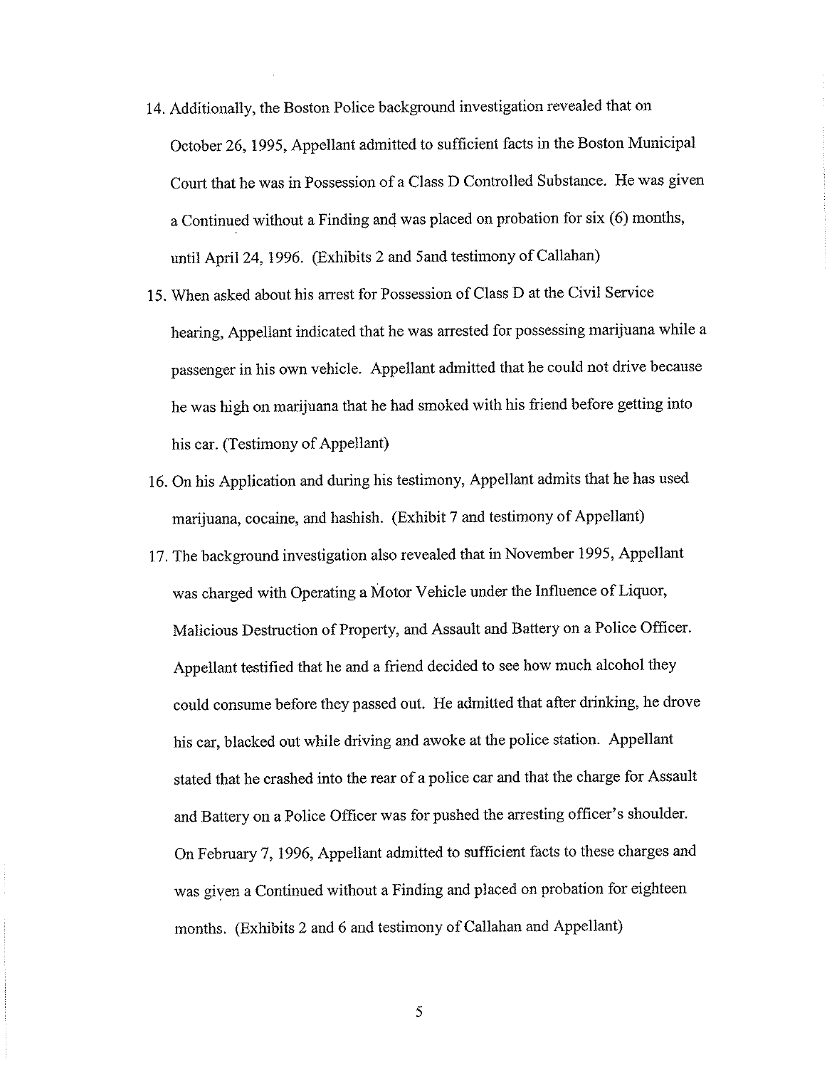14. Additionally, the Boston Police background investigation revealed that on October 26, 1995, Appellant admitted to sufficient facts in the Boston Municipal Court that he was in Possession of a Class D Controlled Substance. He was given a Continued without a Finding and was placed on probation for six (6) months, until April 24, 1996. (Exhibits 2 and 5and testimony of Callahan)
15. When asked about his arrest for Possession of Class D at the Civil Service hearing, Appellant indicated that he was arrested for possessing marijuana while a passenger in his own vehicle. Appellant admitted that he could not drive because he was high on marijuana that he had smoked with his friend before getting into his car. (Testimony of Appellant)
16. On his Application and during his testimony, Appellant admits that he has used marijuana, cocaine, and hashish. (Exhibit 7 and testimony of Appellant)
17. The background investigation also revealed that in November 1995, Appellant was charged with Operating a Motor Vehicle under the Influence of Liquor, Malicious Destruction of Property, and Assault and Battery on a Police Officer. Appellant testified that he and a friend decided to see how much alcohol they could consume before they passed out. He admitted that after drinking, he drove his car, blacked out while driving and awoke at the police station. Appellant stated that he crashed into the rear of a police car and that the charge for Assault and Battery on a Police Officer was for pushed the arresting officer's shoulder. On February 7, 1996, Appellant admitted to sufficient facts to these charges and was given a Continued without a Finding and placed on probation for eighteen months. (Exhibits 2 and 6 and testimony of Callahan and Appellant)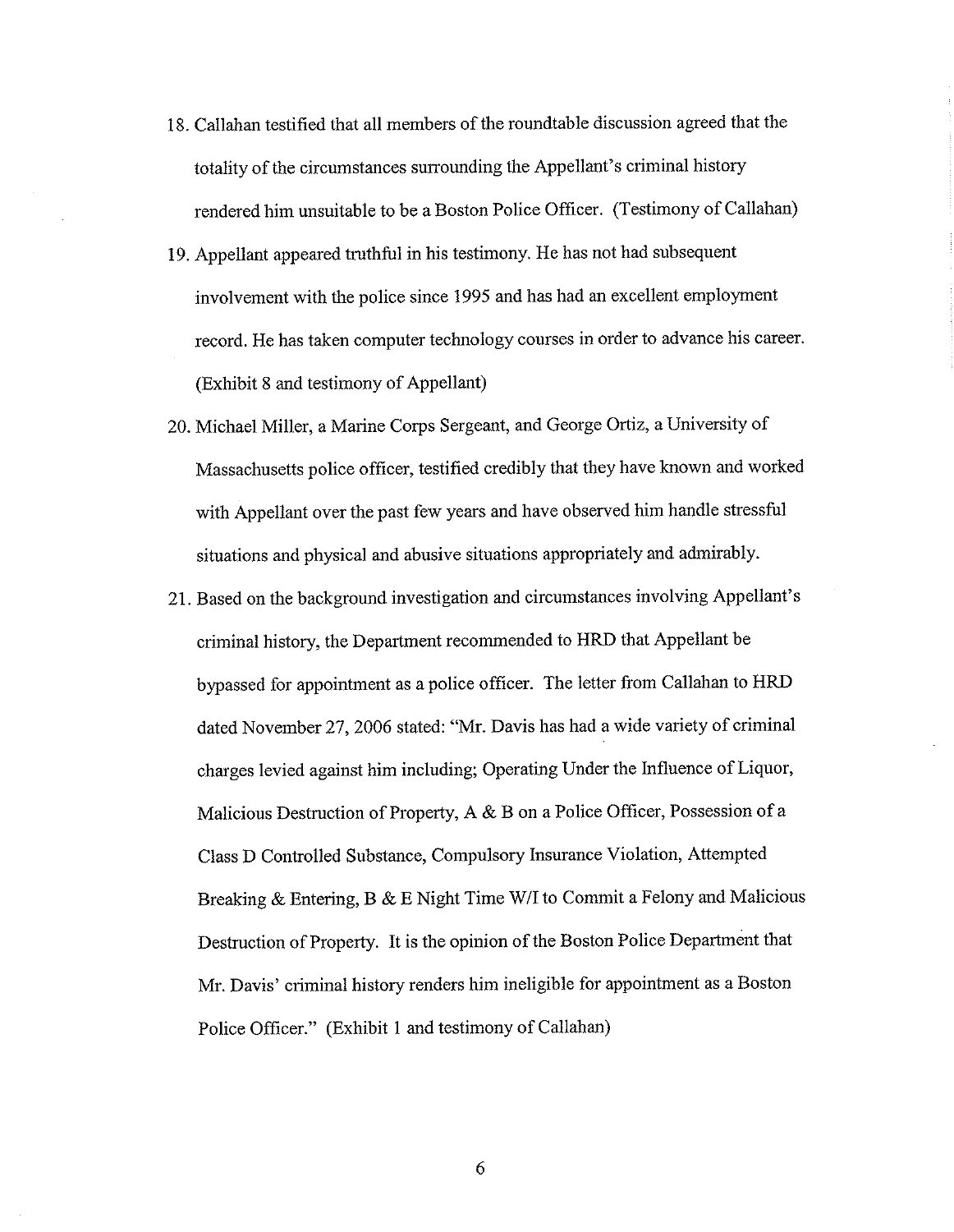18. Callahan testified that all members of the roundtable discussion agreed that the totality of the circumstances surrounding the Appellant's criminal history rendered him unsuitable to be a Boston Police Officer. (Testimony of Callahan)

19. Appellant appeared truthful in his testimony. He has not had subsequent involvement with the police since 1995 and has had an excellent employment record. He has taken computer technology courses in order to advance his career. (Exhibit 8 and testimony of Appellant)

20. Michael Miller, a Marine Corps Sergeant, and George Ortiz, a University of Massachusetts police officer, testified credibly that they have known and worked with Appellant over the past few years and have observed him handle stressful situations and physical and abusive situations appropriately and admirably.

21. Based on the background investigation and circumstances involving Appellant's criminal history, the Department recommended to HRD that Appellant be bypassed for appointment as a police officer. The letter from Callahan to HRD dated November 27, 2006 stated: "Mr. Davis has had a wide variety of criminal charges levied against him including; Operating Under the Influence of Liquor, Malicious Destruction of Property, A & B on a Police Officer, Possession of a Class D Controlled Substance, Compulsory Insurance Violation, Attempted Breaking & Entering, B & E Night Time W/I to Commit a Felony and Malicious Destruction of Property. It is the opinion of the Boston Police Department that Mr. Davis' criminal history renders him ineligible for appointment as a Boston Police Officer." (Exhibit 1 and testimony of Callahan)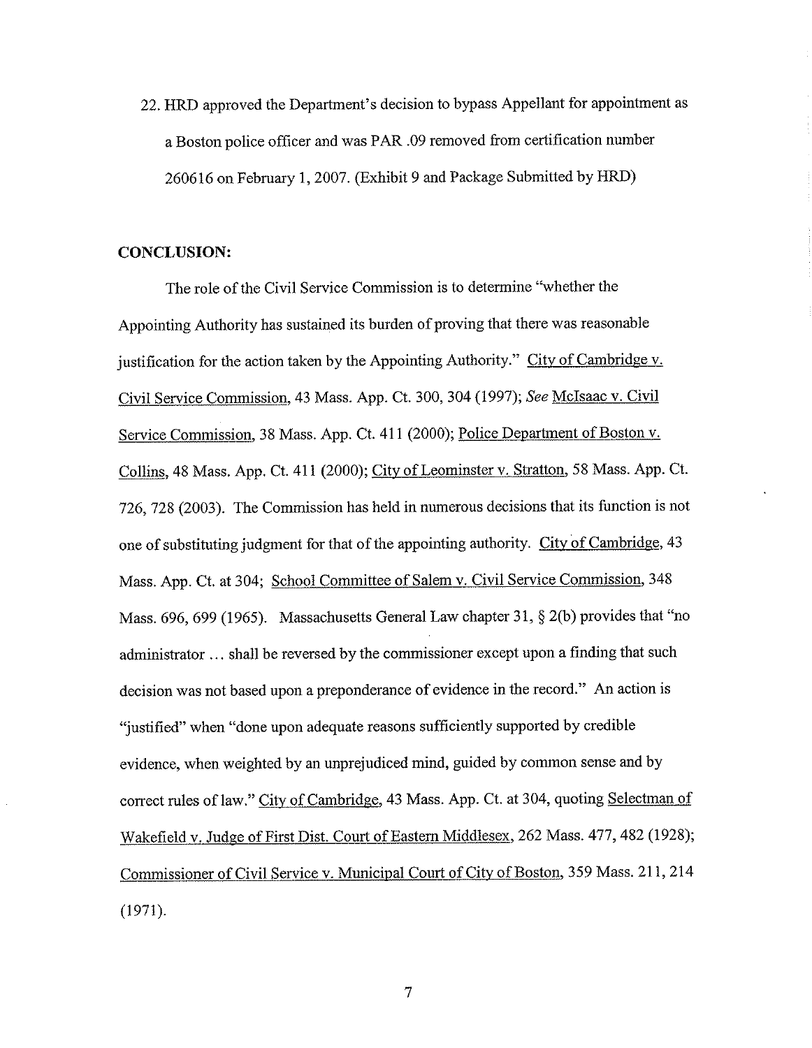22. HRD approved the Department's decision to bypass Appellant for appointment as a Boston police officer and was PAR .09 removed from certification number 260616 on February 1, 2007. (Exhibit 9 and Package Submitted by HRD)

**CONCLUSION:**

The role of the Civil Service Commission is to determine "whether the Appointing Authority has sustained its burden of proving that there was reasonable justification for the action taken by the Appointing Authority." City of Cambridge v. Civil Service Commission, 43 Mass. App. Ct. 300, 304 (1997); *See* McIsaac v. Civil Service Commission, 38 Mass. App. Ct. 411 (2000); Police Department of Boston v. Collins, 48 Mass. App. Ct. 411 (2000); City of Leominster v. Stratton, 58 Mass. App. Ct. 726, 728 (2003). The Commission has held in numerous decisions that its function is not one of substituting judgment for that of the appointing authority. City of Cambridge, 43 Mass. App. Ct. at 304; School Committee of Salem v. Civil Service Commission, 348 Mass. 696, 699 (1965). Massachusetts General Law chapter 31, § 2(b) provides that "no administrator ... shall be reversed by the commissioner except upon a finding that such decision was not based upon a preponderance of evidence in the record." An action is "justified" when "done upon adequate reasons sufficiently supported by credible evidence, when weighted by an unprejudiced mind, guided by common sense and by correct rules of law." City of Cambridge, 43 Mass. App. Ct. at 304, quoting Selectman of Wakefield v. Judge of First Dist. Court of Eastern Middlesex, 262 Mass. 477, 482 (1928); Commissioner of Civil Service v. Municipal Court of City of Boston, 359 Mass. 211, 214 (1971).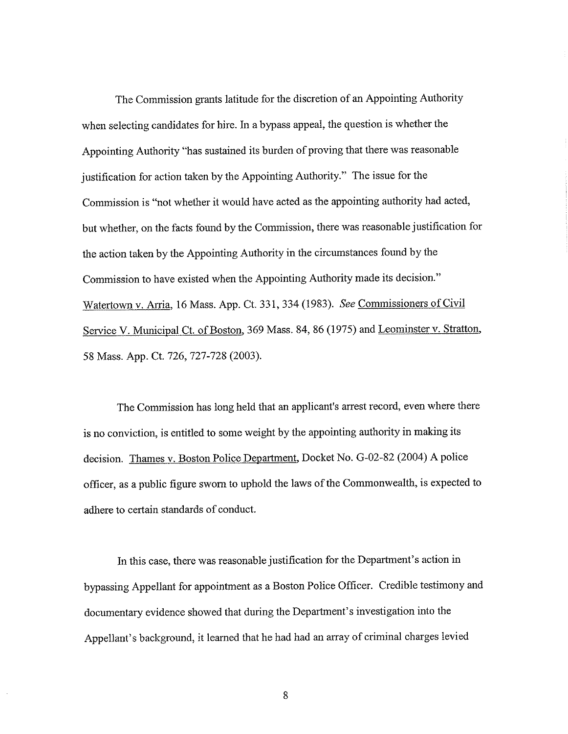The Commission grants latitude for the discretion of an Appointing Authority when selecting candidates for hire. In a bypass appeal, the question is whether the Appointing Authority "has sustained its burden of proving that there was reasonable justification for action taken by the Appointing Authority." The issue for the Commission is "not whether it would have acted as the appointing authority had acted, but whether, on the facts found by the Commission, there was reasonable justification for the action taken by the Appointing Authority in the circumstances found by the Commission to have existed when the Appointing Authority made its decision." Watertown v. Arria, 16 Mass. App. Ct. 331, 334 (1983). *See* Commissioners of Civil Service V. Municipal Ct. of Boston, 369 Mass. 84, 86 (1975) and Leominster v. Stratton, 58 Mass. App. Ct. 726, 727-728 (2003).

The Commission has long held that an applicant's arrest record, even where there is no conviction, is entitled to some weight by the appointing authority in making its decision. Thames v. Boston Police Department, Docket No. G-02-82 (2004) A police officer, as a public figure sworn to uphold the laws of the Commonwealth, is expected to adhere to certain standards of conduct.

In this case, there was reasonable justification for the Department's action in bypassing Appellant for appointment as a Boston Police Officer. Credible testimony and documentary evidence showed that during the Department's investigation into the Appellant's background, it learned that he had had an array of criminal charges levied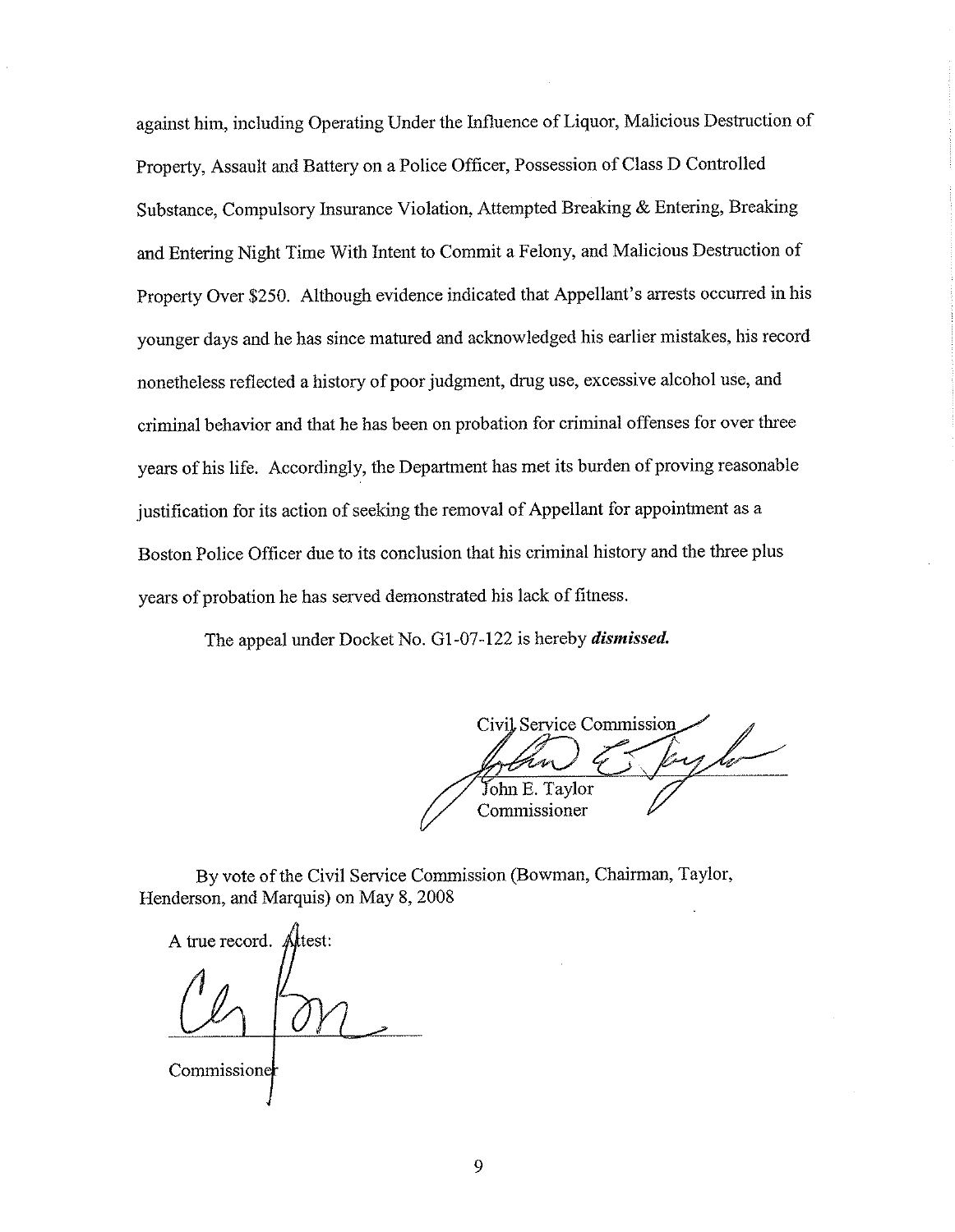against him, including Operating Under the Influence of Liquor, Malicious Destruction of Property, Assault and Battery on a Police Officer, Possession of Class D Controlled Substance, Compulsory Insurance Violation, Attempted Breaking & Entering, Breaking and Entering Night Time With Intent to Commit a Felony, and Malicious Destruction of Property Over $250. Although evidence indicated that Appellant's arrests occurred in his younger days and he has since matured and acknowledged his earlier mistakes, his record nonetheless reflected a history of poor judgment, drug use, excessive alcohol use, and criminal behavior and that he has been on probation for criminal offenses for over three years of his life. Accordingly, the Department has met its burden of proving reasonable justification for its action of seeking the removal of Appellant for appointment as a Boston Police Officer due to its conclusion that his criminal history and the three plus years of probation he has served demonstrated his lack of fitness.

The appeal under Docket No. G1-07-122 is hereby ***dismissed.***

Civil Service Commission

John E. Taylor
Commissioner

By vote of the Civil Service Commission (Bowman, Chairman, Taylor, Henderson, and Marquis) on May 8, 2008

A true record. Attest:

Commissioner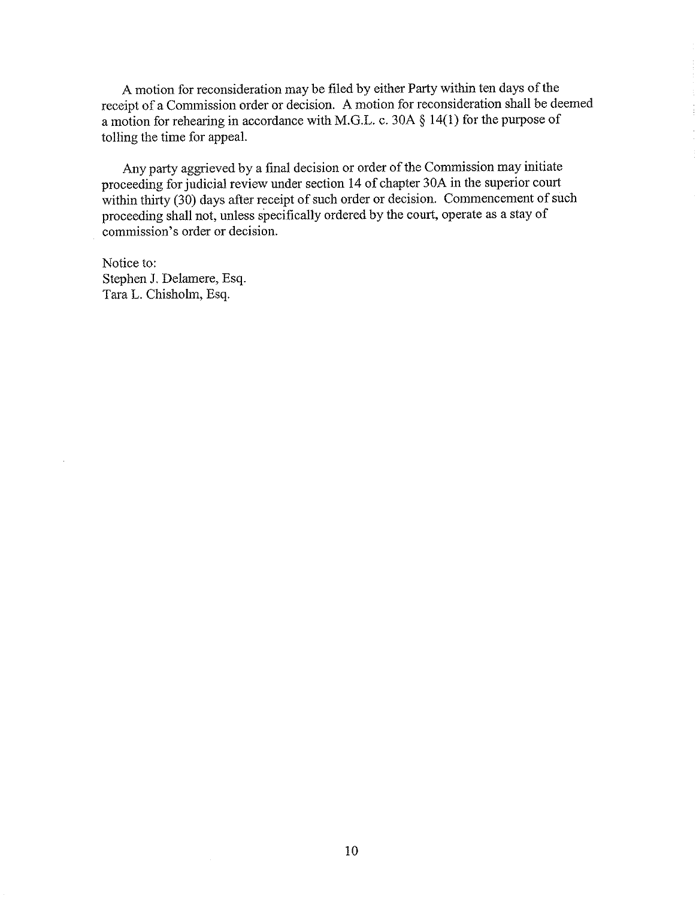A motion for reconsideration may be filed by either Party within ten days of the receipt of a Commission order or decision. A motion for reconsideration shall be deemed a motion for rehearing in accordance with M.G.L. c. 30A § 14(1) for the purpose of tolling the time for appeal.

Any party aggrieved by a final decision or order of the Commission may initiate proceeding for judicial review under section 14 of chapter 30A in the superior court within thirty (30) days after receipt of such order or decision. Commencement of such proceeding shall not, unless specifically ordered by the court, operate as a stay of commission's order or decision.

Notice to:
Stephen J. Delamere, Esq.
Tara L. Chisholm, Esq.